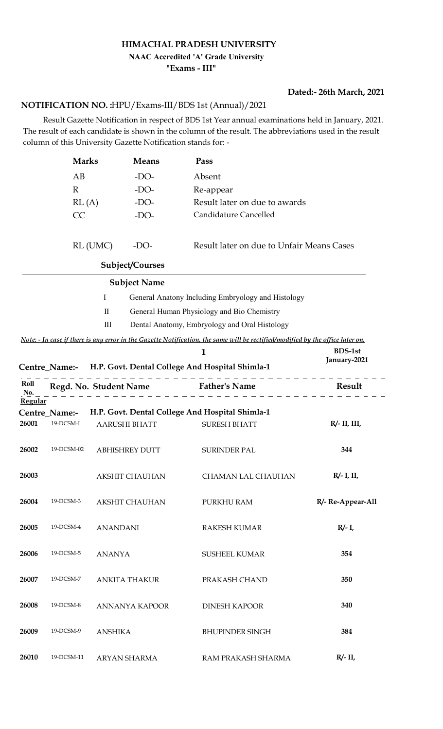# HIMACHAL PRADESH UNIVERSITY

**NAAC Accredited 'A' Grade University**

**"Exams - III"**

**Dated:- 26th March, 2021**

**NOTIFICATION NO. :**HPU/Exams-III/BDS 1st (Annual)/2021

Result Gazette Notification in respect of BDS 1st Year annual examinations held in January, 2021. The result of each candidate is shown in the column of the result. The abbreviations used in the result column of this University Gazette Notification stands for: -

| Marks | Means | Pass |
|---|---|---|
| AB | -DO- | Absent |
| R | -DO- | Re-appear |
| RL (A) | -DO- | Result later on due to awards |
| CC | -DO- | Candidature Cancelled |
| RL (UMC) | -DO- | Result later on due to Unfair Means Cases |

**Subject/Courses**

| | Subject Name |
|---|---|
| I | General Anatony Including Embryology and Histology |
| II | General Human Physiology and Bio Chemistry |
| III | Dental Anatomy, Embryology and Oral Histology |

*Note: - In case if there is any error in the Gazette Notification, the same will be rectified/modified by the office later on.*

**BDS-1st January-2021**

**Centre_Name:- H.P. Govt. Dental College And Hospital Shimla-1**

**Regular**

**Centre_Name:- H.P. Govt. Dental College And Hospital Shimla-1**

| Roll No. | Regd. No. | Student Name | Father's Name | Result |
|---|---|---|---|---|
| 26001 | 19-DCSM-I | AARUSHI BHATT | SURESH BHATT | R/- II, III, |
| 26002 | 19-DCSM-02 | ABHISHREY DUTT | SURINDER PAL | 344 |
| 26003 | | AKSHIT CHAUHAN | CHAMAN LAL CHAUHAN | R/- I, II, |
| 26004 | 19-DCSM-3 | AKSHIT CHAUHAN | PURKHU RAM | R/- Re-Appear-All |
| 26005 | 19-DCSM-4 | ANANDANI | RAKESH KUMAR | R/- I, |
| 26006 | 19-DCSM-5 | ANANYA | SUSHEEL KUMAR | 354 |
| 26007 | 19-DCSM-7 | ANKITA THAKUR | PRAKASH CHAND | 350 |
| 26008 | 19-DCSM-8 | ANNANYA KAPOOR | DINESH KAPOOR | 340 |
| 26009 | 19-DCSM-9 | ANSHIKA | BHUPINDER SINGH | 384 |
| 26010 | 19-DCSM-11 | ARYAN SHARMA | RAM PRAKASH SHARMA | R/- II, |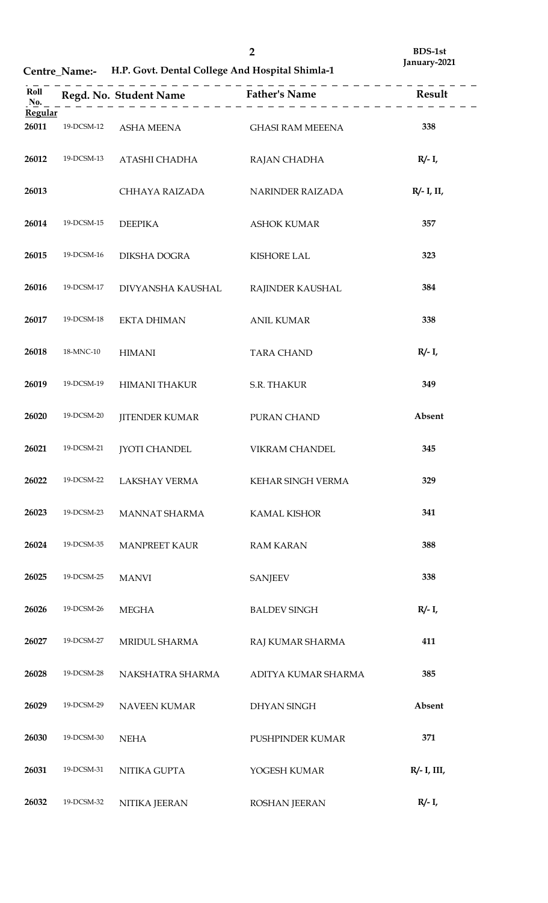BDS-1st
January-2021

**Centre_Name:- H.P. Govt. Dental College And Hospital Shimla-1**

| Roll No. | Regd. No. | Student Name | Father's Name | Result |
|---|---|---|---|---|
| **Regular** | | | | |
| 26011 | 19-DCSM-12 | ASHA MEENA | GHASI RAM MEENA | 338 |
| 26012 | 19-DCSM-13 | ATASHI CHADHA | RAJAN CHADHA | R/- I, |
| 26013 | | CHHAYA RAIZADA | NARINDER RAIZADA | R/- I, II, |
| 26014 | 19-DCSM-15 | DEEPIKA | ASHOK KUMAR | 357 |
| 26015 | 19-DCSM-16 | DIKSHA DOGRA | KISHORE LAL | 323 |
| 26016 | 19-DCSM-17 | DIVYANSHA KAUSHAL | RAJINDER KAUSHAL | 384 |
| 26017 | 19-DCSM-18 | EKTA DHIMAN | ANIL KUMAR | 338 |
| 26018 | 18-MNC-10 | HIMANI | TARA CHAND | R/- I, |
| 26019 | 19-DCSM-19 | HIMANI THAKUR | S.R. THAKUR | 349 |
| 26020 | 19-DCSM-20 | JITENDER KUMAR | PURAN CHAND | Absent |
| 26021 | 19-DCSM-21 | JYOTI CHANDEL | VIKRAM CHANDEL | 345 |
| 26022 | 19-DCSM-22 | LAKSHAY VERMA | KEHAR SINGH VERMA | 329 |
| 26023 | 19-DCSM-23 | MANNAT SHARMA | KAMAL KISHOR | 341 |
| 26024 | 19-DCSM-35 | MANPREET KAUR | RAM KARAN | 388 |
| 26025 | 19-DCSM-25 | MANVI | SANJEEV | 338 |
| 26026 | 19-DCSM-26 | MEGHA | BALDEV SINGH | R/- I, |
| 26027 | 19-DCSM-27 | MRIDUL SHARMA | RAJ KUMAR SHARMA | 411 |
| 26028 | 19-DCSM-28 | NAKSHATRA SHARMA | ADITYA KUMAR SHARMA | 385 |
| 26029 | 19-DCSM-29 | NAVEEN KUMAR | DHYAN SINGH | Absent |
| 26030 | 19-DCSM-30 | NEHA | PUSHPINDER KUMAR | 371 |
| 26031 | 19-DCSM-31 | NITIKA GUPTA | YOGESH KUMAR | R/- I, III, |
| 26032 | 19-DCSM-32 | NITIKA JEERAN | ROSHAN JEERAN | R/- I, |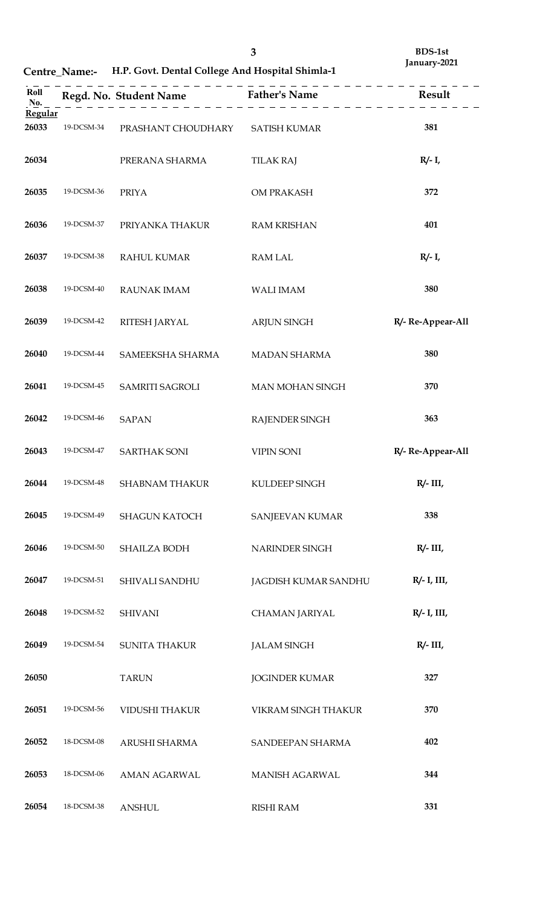**Centre_Name:- H.P. Govt. Dental College And Hospital Shimla-1**

BDS-1st
January-2021

| Roll No. | Regd. No. | Student Name | Father's Name | Result |
|---|---|---|---|---|
| **Regular** | | | | |
| 26033 | 19-DCSM-34 | PRASHANT CHOUDHARY | SATISH KUMAR | 381 |
| 26034 | | PRERANA SHARMA | TILAK RAJ | R/- I, |
| 26035 | 19-DCSM-36 | PRIYA | OM PRAKASH | 372 |
| 26036 | 19-DCSM-37 | PRIYANKA THAKUR | RAM KRISHAN | 401 |
| 26037 | 19-DCSM-38 | RAHUL KUMAR | RAM LAL | R/- I, |
| 26038 | 19-DCSM-40 | RAUNAK IMAM | WALI IMAM | 380 |
| 26039 | 19-DCSM-42 | RITESH JARYAL | ARJUN SINGH | R/- Re-Appear-All |
| 26040 | 19-DCSM-44 | SAMEEKSHA SHARMA | MADAN SHARMA | 380 |
| 26041 | 19-DCSM-45 | SAMRITI SAGROLI | MAN MOHAN SINGH | 370 |
| 26042 | 19-DCSM-46 | SAPAN | RAJENDER SINGH | 363 |
| 26043 | 19-DCSM-47 | SARTHAK SONI | VIPIN SONI | R/- Re-Appear-All |
| 26044 | 19-DCSM-48 | SHABNAM THAKUR | KULDEEP SINGH | R/- III, |
| 26045 | 19-DCSM-49 | SHAGUN KATOCH | SANJEEVAN KUMAR | 338 |
| 26046 | 19-DCSM-50 | SHAILZA BODH | NARINDER SINGH | R/- III, |
| 26047 | 19-DCSM-51 | SHIVALI SANDHU | JAGDISH KUMAR SANDHU | R/- I, III, |
| 26048 | 19-DCSM-52 | SHIVANI | CHAMAN JARIYAL | R/- I, III, |
| 26049 | 19-DCSM-54 | SUNITA THAKUR | JALAM SINGH | R/- III, |
| 26050 | | TARUN | JOGINDER KUMAR | 327 |
| 26051 | 19-DCSM-56 | VIDUSHI THAKUR | VIKRAM SINGH THAKUR | 370 |
| 26052 | 18-DCSM-08 | ARUSHI SHARMA | SANDEEPAN SHARMA | 402 |
| 26053 | 18-DCSM-06 | AMAN AGARWAL | MANISH AGARWAL | 344 |
| 26054 | 18-DCSM-38 | ANSHUL | RISHI RAM | 331 |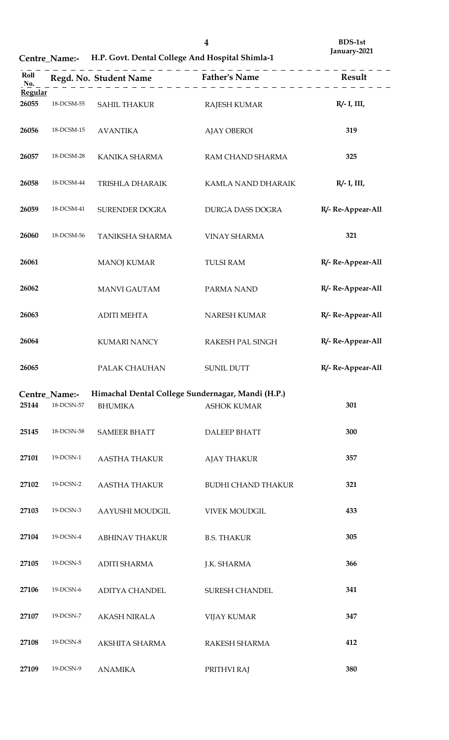BDS-1st
January-2021

**Centre_Name:-** **H.P. Govt. Dental College And Hospital Shimla-1**

| Roll No. | Regd. No. | Student Name | Father's Name | Result |
|---|---|---|---|---|
| **Regular** | | | | |
| 26055 | 18-DCSM-55 | SAHIL THAKUR | RAJESH KUMAR | R/- I, III, |
| 26056 | 18-DCSM-15 | AVANTIKA | AJAY OBEROI | 319 |
| 26057 | 18-DCSM-28 | KANIKA SHARMA | RAM CHAND SHARMA | 325 |
| 26058 | 18-DCSM-44 | TRISHLA DHARAIK | KAMLA NAND DHARAIK | R/- I, III, |
| 26059 | 18-DCSM-41 | SURENDER DOGRA | DURGA DASS DOGRA | R/- Re-Appear-All |
| 26060 | 18-DCSM-56 | TANIKSHA SHARMA | VINAY SHARMA | 321 |
| 26061 | | MANOJ KUMAR | TULSI RAM | R/- Re-Appear-All |
| 26062 | | MANVI GAUTAM | PARMA NAND | R/- Re-Appear-All |
| 26063 | | ADITI MEHTA | NARESH KUMAR | R/- Re-Appear-All |
| 26064 | | KUMARI NANCY | RAKESH PAL SINGH | R/- Re-Appear-All |
| 26065 | | PALAK CHAUHAN | SUNIL DUTT | R/- Re-Appear-All |

**Centre_Name:-** **Himachal Dental College Sundernagar, Mandi (H.P.)**

| Roll No. | Regd. No. | Student Name | Father's Name | Result |
|---|---|---|---|---|
| 25144 | 18-DCSN-57 | BHUMIKA | ASHOK KUMAR | 301 |
| 25145 | 18-DCSN-58 | SAMEER BHATT | DALEEP BHATT | 300 |
| 27101 | 19-DCSN-1 | AASTHA THAKUR | AJAY THAKUR | 357 |
| 27102 | 19-DCSN-2 | AASTHA THAKUR | BUDHI CHAND THAKUR | 321 |
| 27103 | 19-DCSN-3 | AAYUSHI MOUDGIL | VIVEK MOUDGIL | 433 |
| 27104 | 19-DCSN-4 | ABHINAV THAKUR | B.S. THAKUR | 305 |
| 27105 | 19-DCSN-5 | ADITI SHARMA | J.K. SHARMA | 366 |
| 27106 | 19-DCSN-6 | ADITYA CHANDEL | SURESH CHANDEL | 341 |
| 27107 | 19-DCSN-7 | AKASH NIRALA | VIJAY KUMAR | 347 |
| 27108 | 19-DCSN-8 | AKSHITA SHARMA | RAKESH SHARMA | 412 |
| 27109 | 19-DCSN-9 | ANAMIKA | PRITHVI RAJ | 380 |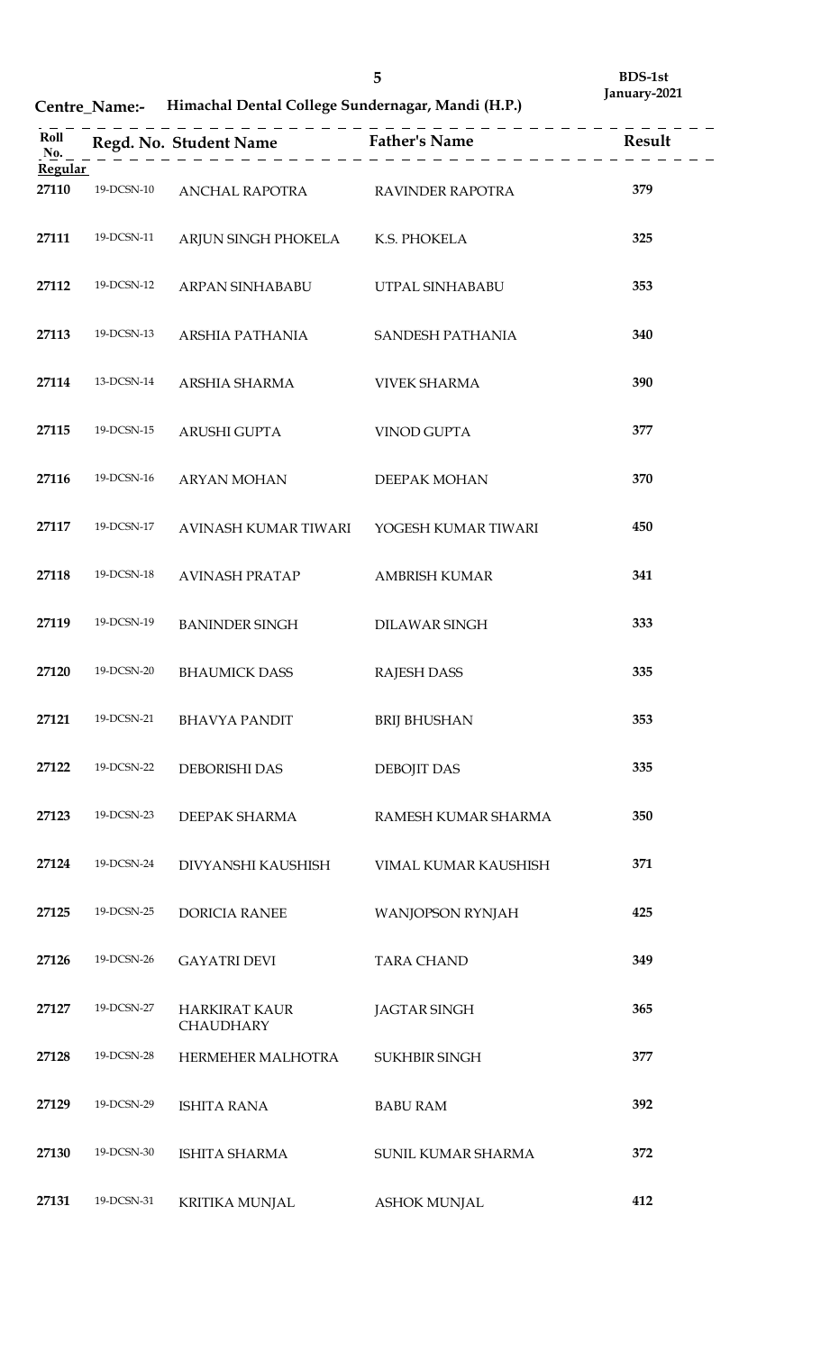BDS-1st
January-2021

**Centre_Name:- Himachal Dental College Sundernagar, Mandi (H.P.)**

| Roll No. | Regd. No. | Student Name | Father's Name | Result |
|---|---|---|---|---|
| **Regular** | | | | |
| 27110 | 19-DCSN-10 | ANCHAL RAPOTRA | RAVINDER RAPOTRA | 379 |
| 27111 | 19-DCSN-11 | ARJUN SINGH PHOKELA | K.S. PHOKELA | 325 |
| 27112 | 19-DCSN-12 | ARPAN SINHABABU | UTPAL SINHABABU | 353 |
| 27113 | 19-DCSN-13 | ARSHIA PATHANIA | SANDESH PATHANIA | 340 |
| 27114 | 13-DCSN-14 | ARSHIA SHARMA | VIVEK SHARMA | 390 |
| 27115 | 19-DCSN-15 | ARUSHI GUPTA | VINOD GUPTA | 377 |
| 27116 | 19-DCSN-16 | ARYAN MOHAN | DEEPAK MOHAN | 370 |
| 27117 | 19-DCSN-17 | AVINASH KUMAR TIWARI | YOGESH KUMAR TIWARI | 450 |
| 27118 | 19-DCSN-18 | AVINASH PRATAP | AMBRISH KUMAR | 341 |
| 27119 | 19-DCSN-19 | BANINDER SINGH | DILAWAR SINGH | 333 |
| 27120 | 19-DCSN-20 | BHAUMICK DASS | RAJESH DASS | 335 |
| 27121 | 19-DCSN-21 | BHAVYA PANDIT | BRIJ BHUSHAN | 353 |
| 27122 | 19-DCSN-22 | DEBORISHI DAS | DEBOJIT DAS | 335 |
| 27123 | 19-DCSN-23 | DEEPAK SHARMA | RAMESH KUMAR SHARMA | 350 |
| 27124 | 19-DCSN-24 | DIVYANSHI KAUSHISH | VIMAL KUMAR KAUSHISH | 371 |
| 27125 | 19-DCSN-25 | DORICIA RANEE | WANJOPSON RYNJAH | 425 |
| 27126 | 19-DCSN-26 | GAYATRI DEVI | TARA CHAND | 349 |
| 27127 | 19-DCSN-27 | HARKIRAT KAUR CHAUDHARY | JAGTAR SINGH | 365 |
| 27128 | 19-DCSN-28 | HERMEHER MALHOTRA | SUKHBIR SINGH | 377 |
| 27129 | 19-DCSN-29 | ISHITA RANA | BABU RAM | 392 |
| 27130 | 19-DCSN-30 | ISHITA SHARMA | SUNIL KUMAR SHARMA | 372 |
| 27131 | 19-DCSN-31 | KRITIKA MUNJAL | ASHOK MUNJAL | 412 |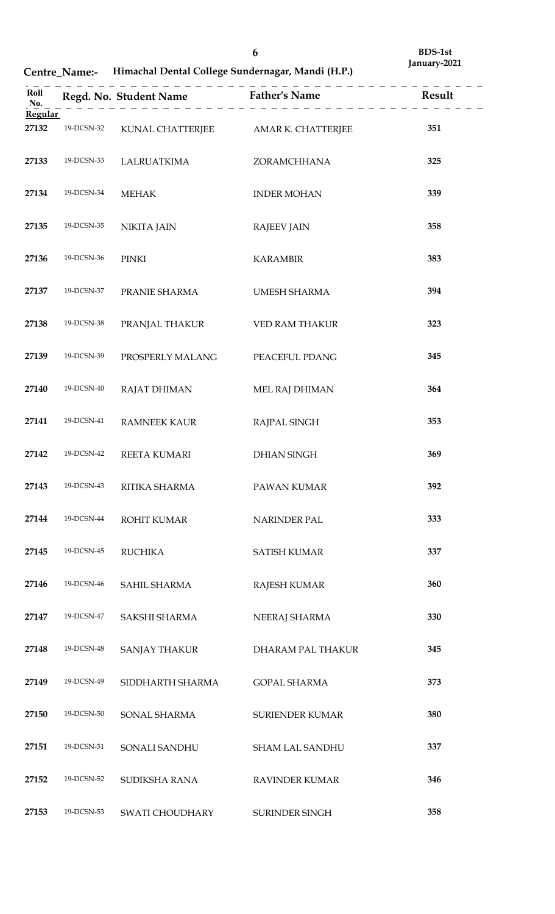**BDS-1st**
**January-2021**

**Centre_Name:- Himachal Dental College Sundernagar, Mandi (H.P.)**

| Roll No. | Regd. No. | Student Name | Father's Name | Result |
|---|---|---|---|---|
| **Regular** | | | | |
| **27132** | 19-DCSN-32 | KUNAL CHATTERJEE | AMAR K. CHATTERJEE | **351** |
| **27133** | 19-DCSN-33 | LALRUATKIMA | ZORAMCHHANA | **325** |
| **27134** | 19-DCSN-34 | MEHAK | INDER MOHAN | **339** |
| **27135** | 19-DCSN-35 | NIKITA JAIN | RAJEEV JAIN | **358** |
| **27136** | 19-DCSN-36 | PINKI | KARAMBIR | **383** |
| **27137** | 19-DCSN-37 | PRANIE SHARMA | UMESH SHARMA | **394** |
| **27138** | 19-DCSN-38 | PRANJAL THAKUR | VED RAM THAKUR | **323** |
| **27139** | 19-DCSN-39 | PROSPERLY MALANG | PEACEFUL PDANG | **345** |
| **27140** | 19-DCSN-40 | RAJAT DHIMAN | MEL RAJ DHIMAN | **364** |
| **27141** | 19-DCSN-41 | RAMNEEK KAUR | RAJPAL SINGH | **353** |
| **27142** | 19-DCSN-42 | REETA KUMARI | DHIAN SINGH | **369** |
| **27143** | 19-DCSN-43 | RITIKA SHARMA | PAWAN KUMAR | **392** |
| **27144** | 19-DCSN-44 | ROHIT KUMAR | NARINDER PAL | **333** |
| **27145** | 19-DCSN-45 | RUCHIKA | SATISH KUMAR | **337** |
| **27146** | 19-DCSN-46 | SAHIL SHARMA | RAJESH KUMAR | **360** |
| **27147** | 19-DCSN-47 | SAKSHI SHARMA | NEERAJ SHARMA | **330** |
| **27148** | 19-DCSN-48 | SANJAY THAKUR | DHARAM PAL THAKUR | **345** |
| **27149** | 19-DCSN-49 | SIDDHARTH SHARMA | GOPAL SHARMA | **373** |
| **27150** | 19-DCSN-50 | SONAL SHARMA | SURIENDER KUMAR | **380** |
| **27151** | 19-DCSN-51 | SONALI SANDHU | SHAM LAL SANDHU | **337** |
| **27152** | 19-DCSN-52 | SUDIKSHA RANA | RAVINDER KUMAR | **346** |
| **27153** | 19-DCSN-53 | SWATI CHOUDHARY | SURINDER SINGH | **358** |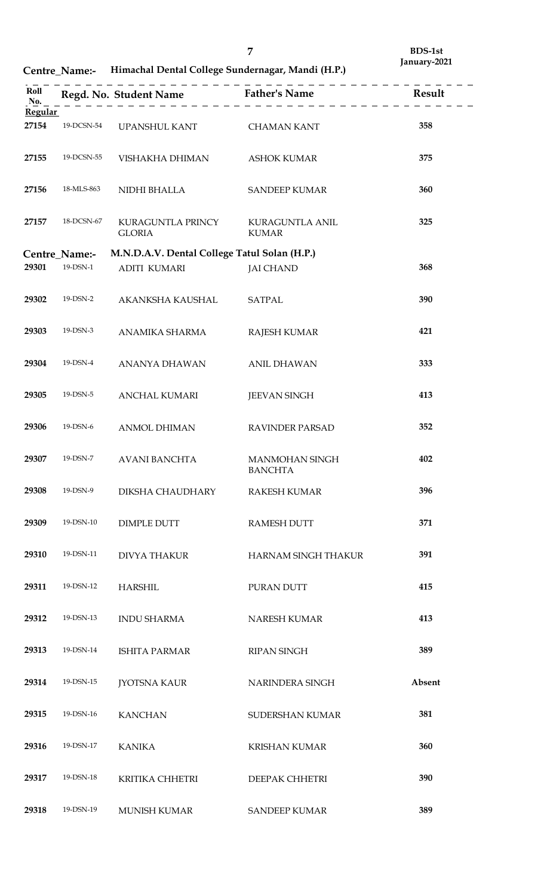BDS-1st
January-2021

**Centre_Name:- Himachal Dental College Sundernagar, Mandi (H.P.)**

| Roll No. | Regd. No. | Student Name | Father's Name | Result |
|---|---|---|---|---|
| **Regular** | | | | |
| 27154 | 19-DCSN-54 | UPANSHUL KANT | CHAMAN KANT | 358 |
| 27155 | 19-DCSN-55 | VISHAKHA DHIMAN | ASHOK KUMAR | 375 |
| 27156 | 18-MLS-863 | NIDHI BHALLA | SANDEEP KUMAR | 360 |
| 27157 | 18-DCSN-67 | KURAGUNTLA PRINCY GLORIA | KURAGUNTLA ANIL KUMAR | 325 |

**Centre_Name:- M.N.D.A.V. Dental College Tatul Solan (H.P.)**

| Roll No. | Regd. No. | Student Name | Father's Name | Result |
|---|---|---|---|---|
| 29301 | 19-DSN-1 | ADITI KUMARI | JAI CHAND | 368 |
| 29302 | 19-DSN-2 | AKANKSHA KAUSHAL | SATPAL | 390 |
| 29303 | 19-DSN-3 | ANAMIKA SHARMA | RAJESH KUMAR | 421 |
| 29304 | 19-DSN-4 | ANANYA DHAWAN | ANIL DHAWAN | 333 |
| 29305 | 19-DSN-5 | ANCHAL KUMARI | JEEVAN SINGH | 413 |
| 29306 | 19-DSN-6 | ANMOL DHIMAN | RAVINDER PARSAD | 352 |
| 29307 | 19-DSN-7 | AVANI BANCHTA | MANMOHAN SINGH BANCHTA | 402 |
| 29308 | 19-DSN-9 | DIKSHA CHAUDHARY | RAKESH KUMAR | 396 |
| 29309 | 19-DSN-10 | DIMPLE DUTT | RAMESH DUTT | 371 |
| 29310 | 19-DSN-11 | DIVYA THAKUR | HARNAM SINGH THAKUR | 391 |
| 29311 | 19-DSN-12 | HARSHIL | PURAN DUTT | 415 |
| 29312 | 19-DSN-13 | INDU SHARMA | NARESH KUMAR | 413 |
| 29313 | 19-DSN-14 | ISHITA PARMAR | RIPAN SINGH | 389 |
| 29314 | 19-DSN-15 | JYOTSNA KAUR | NARINDERA SINGH | Absent |
| 29315 | 19-DSN-16 | KANCHAN | SUDERSHAN KUMAR | 381 |
| 29316 | 19-DSN-17 | KANIKA | KRISHAN KUMAR | 360 |
| 29317 | 19-DSN-18 | KRITIKA CHHETRI | DEEPAK CHHETRI | 390 |
| 29318 | 19-DSN-19 | MUNISH KUMAR | SANDEEP KUMAR | 389 |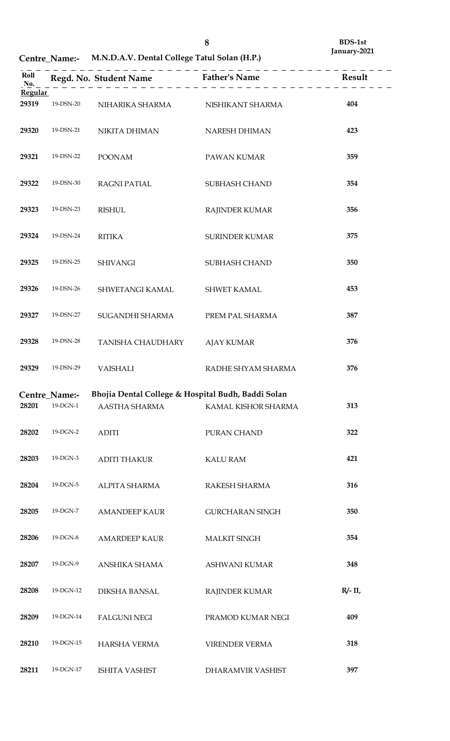**BDS-1st**
**January-2021**

**Centre_Name:- M.N.D.A.V. Dental College Tatul Solan (H.P.)**

| Roll No. | Regd. No. | Student Name | Father's Name | Result |
|---|---|---|---|---|
| **Regular** | | | | |
| **29319** | 19-DSN-20 | NIHARIKA SHARMA | NISHIKANT SHARMA | **404** |
| **29320** | 19-DSN-21 | NIKITA DHIMAN | NARESH DHIMAN | **423** |
| **29321** | 19-DSN-22 | POONAM | PAWAN KUMAR | **359** |
| **29322** | 19-DSN-30 | RAGNI PATIAL | SUBHASH CHAND | **354** |
| **29323** | 19-DSN-23 | RISHUL | RAJINDER KUMAR | **356** |
| **29324** | 19-DSN-24 | RITIKA | SURINDER KUMAR | **375** |
| **29325** | 19-DSN-25 | SHIVANGI | SUBHASH CHAND | **350** |
| **29326** | 19-DSN-26 | SHWETANGI KAMAL | SHWET KAMAL | **453** |
| **29327** | 19-DSN-27 | SUGANDHI SHARMA | PREM PAL SHARMA | **387** |
| **29328** | 19-DSN-28 | TANISHA CHAUDHARY | AJAY KUMAR | **376** |
| **29329** | 19-DSN-29 | VAISHALI | RADHE SHYAM SHARMA | **376** |

**Centre_Name:- Bhojia Dental College & Hospital Budh, Baddi Solan**

| Roll No. | Regd. No. | Student Name | Father's Name | Result |
|---|---|---|---|---|
| **28201** | 19-DGN-1 | AASTHA SHARMA | KAMAL KISHOR SHARMA | **313** |
| **28202** | 19-DGN-2 | ADITI | PURAN CHAND | **322** |
| **28203** | 19-DGN-3 | ADITI THAKUR | KALU RAM | **421** |
| **28204** | 19-DGN-5 | ALPITA SHARMA | RAKESH SHARMA | **316** |
| **28205** | 19-DGN-7 | AMANDEEP KAUR | GURCHARAN SINGH | **350** |
| **28206** | 19-DGN-8 | AMARDEEP KAUR | MALKIT SINGH | **354** |
| **28207** | 19-DGN-9 | ANSHIKA SHAMA | ASHWANI KUMAR | **348** |
| **28208** | 19-DGN-12 | DIKSHA BANSAL | RAJINDER KUMAR | **R/- II,** |
| **28209** | 19-DGN-14 | FALGUNI NEGI | PRAMOD KUMAR NEGI | **409** |
| **28210** | 19-DGN-15 | HARSHA VERMA | VIRENDER VERMA | **318** |
| **28211** | 19-DGN-17 | ISHITA VASHIST | DHARAMVIR VASHIST | **397** |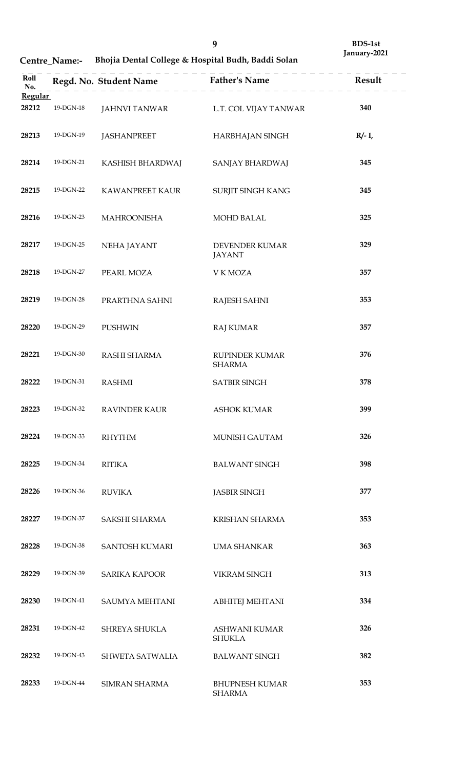**BDS-1st**
**January-2021**

**Centre_Name:- Bhojia Dental College & Hospital Budh, Baddi Solan**

| Roll No. | Regd. No. | Student Name | Father's Name | Result |
|---|---|---|---|---|
| **Regular** | | | | |
| **28212** | 19-DGN-18 | JAHNVI TANWAR | L.T. COL VIJAY TANWAR | **340** |
| **28213** | 19-DGN-19 | JASHANPREET | HARBHAJAN SINGH | **R/- I,** |
| **28214** | 19-DGN-21 | KASHISH BHARDWAJ | SANJAY BHARDWAJ | **345** |
| **28215** | 19-DGN-22 | KAWANPREET KAUR | SURJIT SINGH KANG | **345** |
| **28216** | 19-DGN-23 | MAHROONISHA | MOHD BALAL | **325** |
| **28217** | 19-DGN-25 | NEHA JAYANT | DEVENDER KUMAR JAYANT | **329** |
| **28218** | 19-DGN-27 | PEARL MOZA | V K MOZA | **357** |
| **28219** | 19-DGN-28 | PRARTHNA SAHNI | RAJESH SAHNI | **353** |
| **28220** | 19-DGN-29 | PUSHWIN | RAJ KUMAR | **357** |
| **28221** | 19-DGN-30 | RASHI SHARMA | RUPINDER KUMAR SHARMA | **376** |
| **28222** | 19-DGN-31 | RASHMI | SATBIR SINGH | **378** |
| **28223** | 19-DGN-32 | RAVINDER KAUR | ASHOK KUMAR | **399** |
| **28224** | 19-DGN-33 | RHYTHM | MUNISH GAUTAM | **326** |
| **28225** | 19-DGN-34 | RITIKA | BALWANT SINGH | **398** |
| **28226** | 19-DGN-36 | RUVIKA | JASBIR SINGH | **377** |
| **28227** | 19-DGN-37 | SAKSHI SHARMA | KRISHAN SHARMA | **353** |
| **28228** | 19-DGN-38 | SANTOSH KUMARI | UMA SHANKAR | **363** |
| **28229** | 19-DGN-39 | SARIKA KAPOOR | VIKRAM SINGH | **313** |
| **28230** | 19-DGN-41 | SAUMYA MEHTANI | ABHITEJ MEHTANI | **334** |
| **28231** | 19-DGN-42 | SHREYA SHUKLA | ASHWANI KUMAR SHUKLA | **326** |
| **28232** | 19-DGN-43 | SHWETA SATWALIA | BALWANT SINGH | **382** |
| **28233** | 19-DGN-44 | SIMRAN SHARMA | BHUPNESH KUMAR SHARMA | **353** |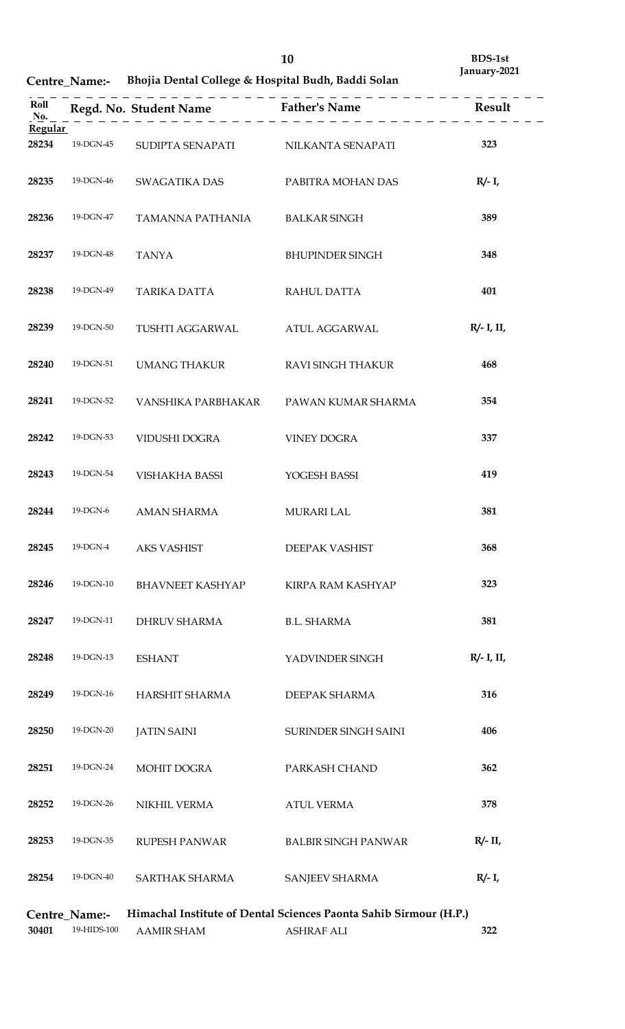Centre_Name:- Bhojia Dental College & Hospital Budh, Baddi Solan

| Roll No. | Regd. No. | Student Name | Father's Name | Result |
|---|---|---|---|---|
| **Regular** | | | | |
| 28234 | 19-DGN-45 | SUDIPTA SENAPATI | NILKANTA SENAPATI | 323 |
| 28235 | 19-DGN-46 | SWAGATIKA DAS | PABITRA MOHAN DAS | R/- I, |
| 28236 | 19-DGN-47 | TAMANNA PATHANIA | BALKAR SINGH | 389 |
| 28237 | 19-DGN-48 | TANYA | BHUPINDER SINGH | 348 |
| 28238 | 19-DGN-49 | TARIKA DATTA | RAHUL DATTA | 401 |
| 28239 | 19-DGN-50 | TUSHTI AGGARWAL | ATUL AGGARWAL | R/- I, II, |
| 28240 | 19-DGN-51 | UMANG THAKUR | RAVI SINGH THAKUR | 468 |
| 28241 | 19-DGN-52 | VANSHIKA PARBHAKAR | PAWAN KUMAR SHARMA | 354 |
| 28242 | 19-DGN-53 | VIDUSHI DOGRA | VINEY DOGRA | 337 |
| 28243 | 19-DGN-54 | VISHAKHA BASSI | YOGESH BASSI | 419 |
| 28244 | 19-DGN-6 | AMAN SHARMA | MURARI LAL | 381 |
| 28245 | 19-DGN-4 | AKS VASHIST | DEEPAK VASHIST | 368 |
| 28246 | 19-DGN-10 | BHAVNEET KASHYAP | KIRPA RAM KASHYAP | 323 |
| 28247 | 19-DGN-11 | DHRUV SHARMA | B.L. SHARMA | 381 |
| 28248 | 19-DGN-13 | ESHANT | YADVINDER SINGH | R/- I, II, |
| 28249 | 19-DGN-16 | HARSHIT SHARMA | DEEPAK SHARMA | 316 |
| 28250 | 19-DGN-20 | JATIN SAINI | SURINDER SINGH SAINI | 406 |
| 28251 | 19-DGN-24 | MOHIT DOGRA | PARKASH CHAND | 362 |
| 28252 | 19-DGN-26 | NIKHIL VERMA | ATUL VERMA | 378 |
| 28253 | 19-DGN-35 | RUPESH PANWAR | BALBIR SINGH PANWAR | R/- II, |
| 28254 | 19-DGN-40 | SARTHAK SHARMA | SANJEEV SHARMA | R/- I, |

Centre_Name:- Himachal Institute of Dental Sciences Paonta Sahib Sirmour (H.P.)

| Roll No. | Regd. No. | Student Name | Father's Name | Result |
|---|---|---|---|---|
| 30401 | 19-HIDS-100 | AAMIR SHAM | ASHRAF ALI | 322 |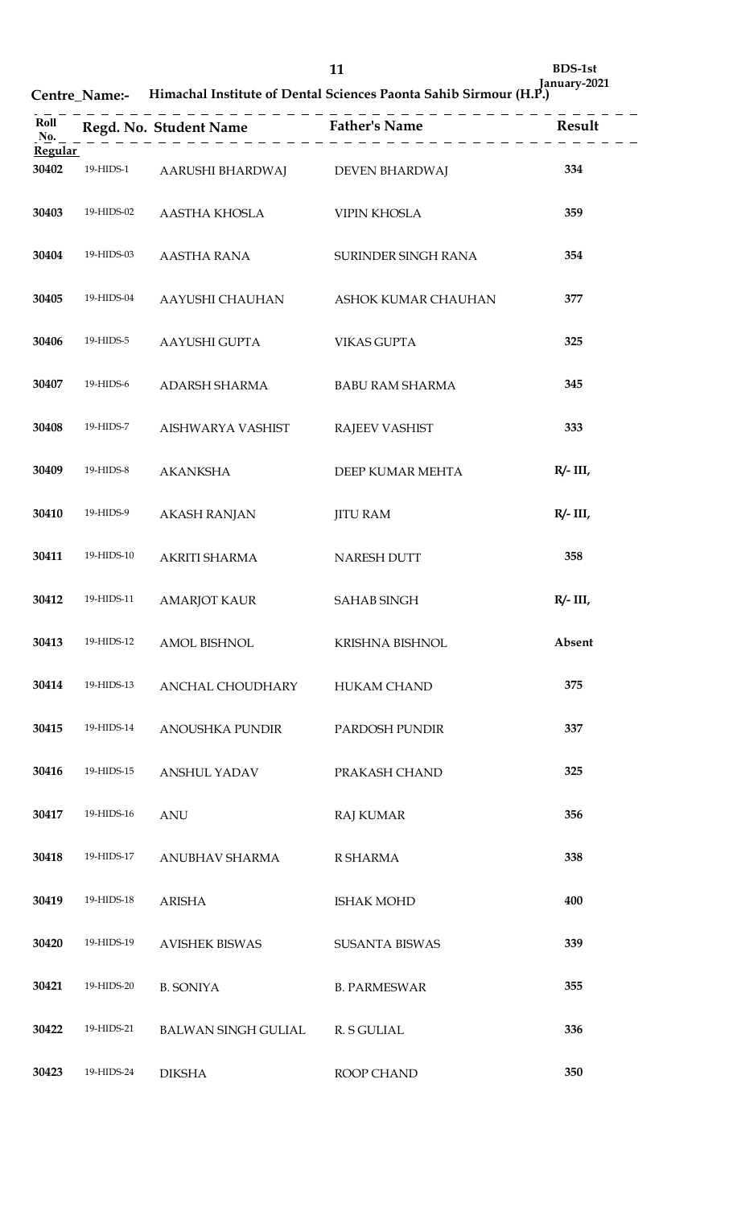BDS-1st

January-2021

**Centre_Name:-** **Himachal Institute of Dental Sciences Paonta Sahib Sirmour (H.P.)**

| Roll No. | Regd. No. | Student Name | Father's Name | Result |
|---|---|---|---|---|
| **Regular** | | | | |
| 30402 | 19-HIDS-1 | AARUSHI BHARDWAJ | DEVEN BHARDWAJ | 334 |
| 30403 | 19-HIDS-02 | AASTHA KHOSLA | VIPIN KHOSLA | 359 |
| 30404 | 19-HIDS-03 | AASTHA RANA | SURINDER SINGH RANA | 354 |
| 30405 | 19-HIDS-04 | AAYUSHI CHAUHAN | ASHOK KUMAR CHAUHAN | 377 |
| 30406 | 19-HIDS-5 | AAYUSHI GUPTA | VIKAS GUPTA | 325 |
| 30407 | 19-HIDS-6 | ADARSH SHARMA | BABU RAM SHARMA | 345 |
| 30408 | 19-HIDS-7 | AISHWARYA VASHIST | RAJEEV VASHIST | 333 |
| 30409 | 19-HIDS-8 | AKANKSHA | DEEP KUMAR MEHTA | R/- III, |
| 30410 | 19-HIDS-9 | AKASH RANJAN | JITU RAM | R/- III, |
| 30411 | 19-HIDS-10 | AKRITI SHARMA | NARESH DUTT | 358 |
| 30412 | 19-HIDS-11 | AMARJOT KAUR | SAHAB SINGH | R/- III, |
| 30413 | 19-HIDS-12 | AMOL BISHNOL | KRISHNA BISHNOL | Absent |
| 30414 | 19-HIDS-13 | ANCHAL CHOUDHARY | HUKAM CHAND | 375 |
| 30415 | 19-HIDS-14 | ANOUSHKA PUNDIR | PARDOSH PUNDIR | 337 |
| 30416 | 19-HIDS-15 | ANSHUL YADAV | PRAKASH CHAND | 325 |
| 30417 | 19-HIDS-16 | ANU | RAJ KUMAR | 356 |
| 30418 | 19-HIDS-17 | ANUBHAV SHARMA | R SHARMA | 338 |
| 30419 | 19-HIDS-18 | ARISHA | ISHAK MOHD | 400 |
| 30420 | 19-HIDS-19 | AVISHEK BISWAS | SUSANTA BISWAS | 339 |
| 30421 | 19-HIDS-20 | B. SONIYA | B. PARMESWAR | 355 |
| 30422 | 19-HIDS-21 | BALWAN SINGH GULIAL | R. S GULIAL | 336 |
| 30423 | 19-HIDS-24 | DIKSHA | ROOP CHAND | 350 |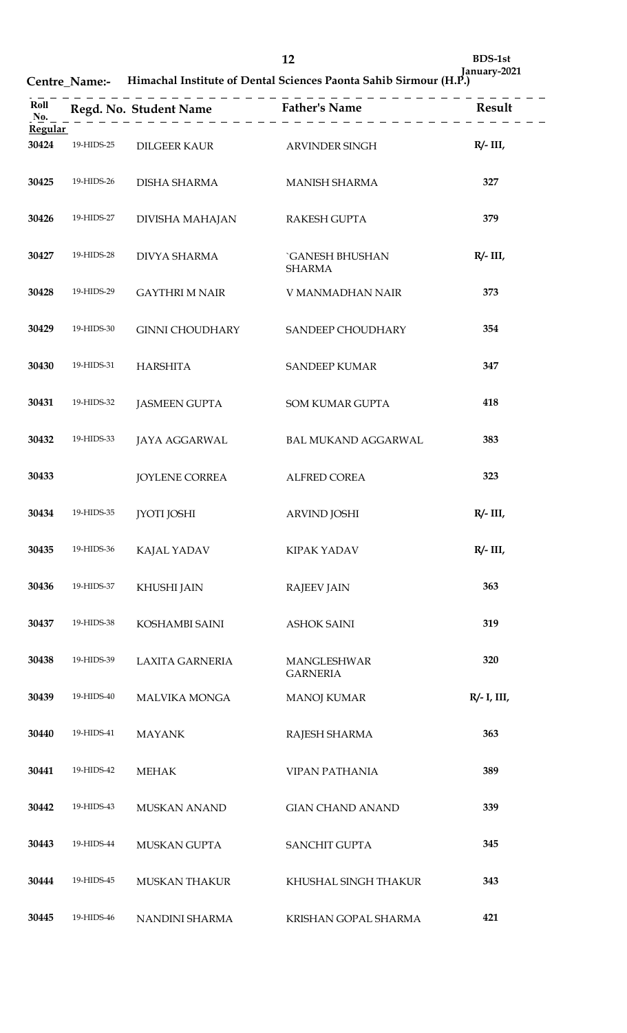**BDS-1st January-2021**

**Centre_Name:- Himachal Institute of Dental Sciences Paonta Sahib Sirmour (H.P.)**

| Roll No. | Regd. No. | Student Name | Father's Name | Result |
|---|---|---|---|---|
| **Regular** | | | | |
| **30424** | 19-HIDS-25 | DILGEER KAUR | ARVINDER SINGH | **R/- III,** |
| **30425** | 19-HIDS-26 | DISHA SHARMA | MANISH SHARMA | **327** |
| **30426** | 19-HIDS-27 | DIVISHA MAHAJAN | RAKESH GUPTA | **379** |
| **30427** | 19-HIDS-28 | DIVYA SHARMA | `GANESH BHUSHAN SHARMA | **R/- III,** |
| **30428** | 19-HIDS-29 | GAYTHRI M NAIR | V MANMADHAN NAIR | **373** |
| **30429** | 19-HIDS-30 | GINNI CHOUDHARY | SANDEEP CHOUDHARY | **354** |
| **30430** | 19-HIDS-31 | HARSHITA | SANDEEP KUMAR | **347** |
| **30431** | 19-HIDS-32 | JASMEEN GUPTA | SOM KUMAR GUPTA | **418** |
| **30432** | 19-HIDS-33 | JAYA AGGARWAL | BAL MUKAND AGGARWAL | **383** |
| **30433** | | JOYLENE CORREA | ALFRED COREA | **323** |
| **30434** | 19-HIDS-35 | JYOTI JOSHI | ARVIND JOSHI | **R/- III,** |
| **30435** | 19-HIDS-36 | KAJAL YADAV | KIPAK YADAV | **R/- III,** |
| **30436** | 19-HIDS-37 | KHUSHI JAIN | RAJEEV JAIN | **363** |
| **30437** | 19-HIDS-38 | KOSHAMBI SAINI | ASHOK SAINI | **319** |
| **30438** | 19-HIDS-39 | LAXITA GARNERIA | MANGLESHWAR GARNERIA | **320** |
| **30439** | 19-HIDS-40 | MALVIKA MONGA | MANOJ KUMAR | **R/- I, III,** |
| **30440** | 19-HIDS-41 | MAYANK | RAJESH SHARMA | **363** |
| **30441** | 19-HIDS-42 | MEHAK | VIPAN PATHANIA | **389** |
| **30442** | 19-HIDS-43 | MUSKAN ANAND | GIAN CHAND ANAND | **339** |
| **30443** | 19-HIDS-44 | MUSKAN GUPTA | SANCHIT GUPTA | **345** |
| **30444** | 19-HIDS-45 | MUSKAN THAKUR | KHUSHAL SINGH THAKUR | **343** |
| **30445** | 19-HIDS-46 | NANDINI SHARMA | KRISHAN GOPAL SHARMA | **421** |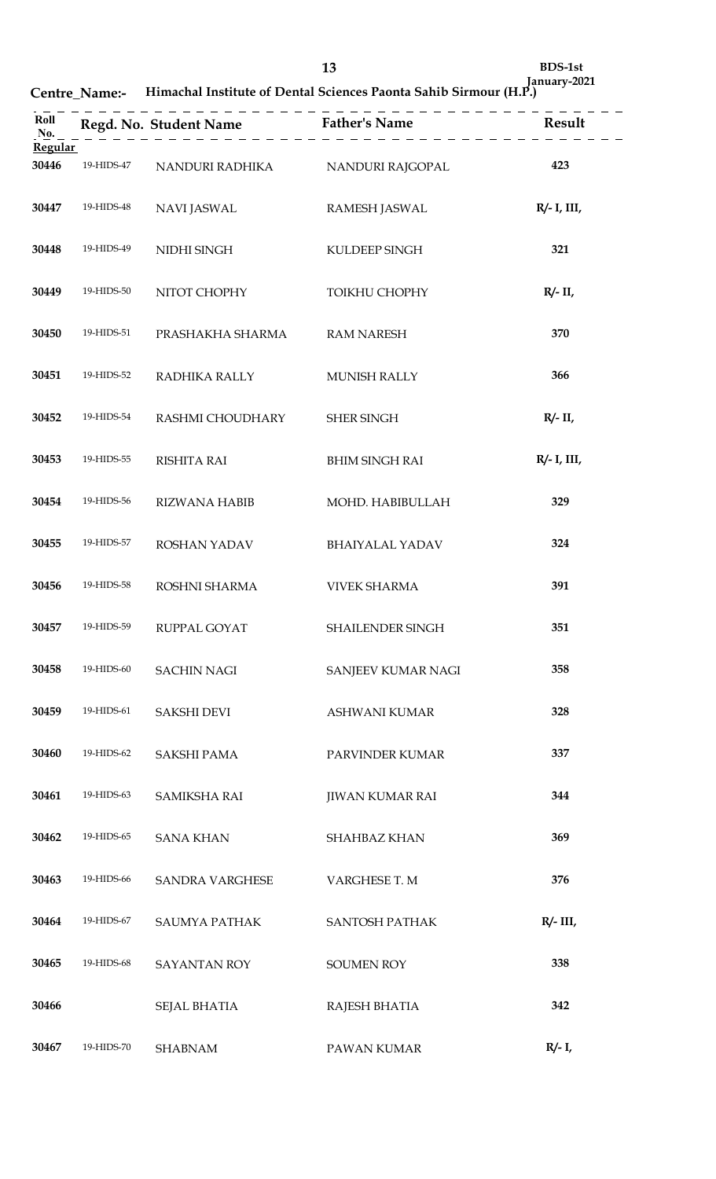BDS-1st January-2021

**Centre_Name:- Himachal Institute of Dental Sciences Paonta Sahib Sirmour (H.P.)**

| Roll No. | Regd. No. | Student Name | Father's Name | Result |
|---|---|---|---|---|
| **Regular** | | | | |
| 30446 | 19-HIDS-47 | NANDURI RADHIKA | NANDURI RAJGOPAL | 423 |
| 30447 | 19-HIDS-48 | NAVI JASWAL | RAMESH JASWAL | R/- I, III, |
| 30448 | 19-HIDS-49 | NIDHI SINGH | KULDEEP SINGH | 321 |
| 30449 | 19-HIDS-50 | NITOT CHOPHY | TOIKHU CHOPHY | R/- II, |
| 30450 | 19-HIDS-51 | PRASHAKHA SHARMA | RAM NARESH | 370 |
| 30451 | 19-HIDS-52 | RADHIKA RALLY | MUNISH RALLY | 366 |
| 30452 | 19-HIDS-54 | RASHMI CHOUDHARY | SHER SINGH | R/- II, |
| 30453 | 19-HIDS-55 | RISHITA RAI | BHIM SINGH RAI | R/- I, III, |
| 30454 | 19-HIDS-56 | RIZWANA HABIB | MOHD. HABIBULLAH | 329 |
| 30455 | 19-HIDS-57 | ROSHAN YADAV | BHAIYALAL YADAV | 324 |
| 30456 | 19-HIDS-58 | ROSHNI SHARMA | VIVEK SHARMA | 391 |
| 30457 | 19-HIDS-59 | RUPPAL GOYAT | SHAILENDER SINGH | 351 |
| 30458 | 19-HIDS-60 | SACHIN NAGI | SANJEEV KUMAR NAGI | 358 |
| 30459 | 19-HIDS-61 | SAKSHI DEVI | ASHWANI KUMAR | 328 |
| 30460 | 19-HIDS-62 | SAKSHI PAMA | PARVINDER KUMAR | 337 |
| 30461 | 19-HIDS-63 | SAMIKSHA RAI | JIWAN KUMAR RAI | 344 |
| 30462 | 19-HIDS-65 | SANA KHAN | SHAHBAZ KHAN | 369 |
| 30463 | 19-HIDS-66 | SANDRA VARGHESE | VARGHESE T. M | 376 |
| 30464 | 19-HIDS-67 | SAUMYA PATHAK | SANTOSH PATHAK | R/- III, |
| 30465 | 19-HIDS-68 | SAYANTAN ROY | SOUMEN ROY | 338 |
| 30466 | | SEJAL BHATIA | RAJESH BHATIA | 342 |
| 30467 | 19-HIDS-70 | SHABNAM | PAWAN KUMAR | R/- I, |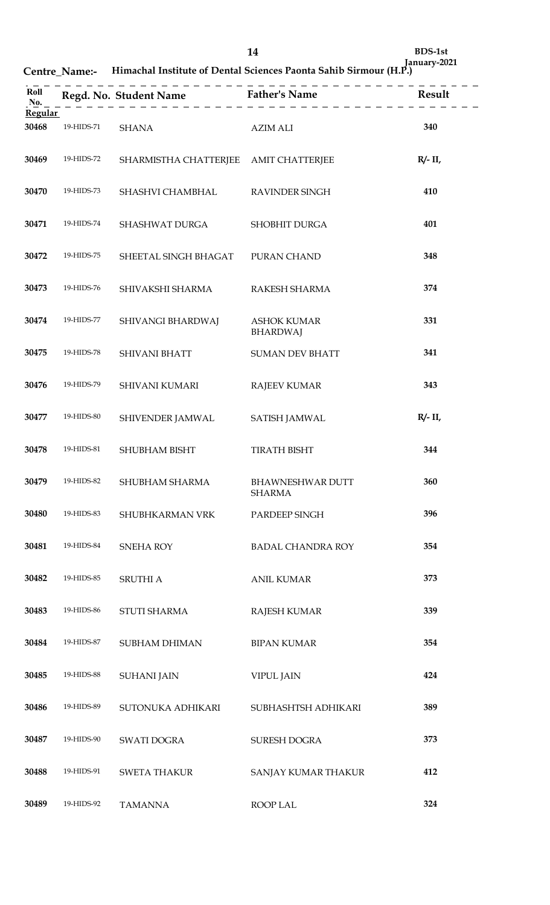BDS-1st
January-2021

**Centre_Name:- Himachal Institute of Dental Sciences Paonta Sahib Sirmour (H.P.)**

| Roll No. | Regd. No. | Student Name | Father's Name | Result |
|---|---|---|---|---|
| **Regular** | | | | |
| 30468 | 19-HIDS-71 | SHANA | AZIM ALI | 340 |
| 30469 | 19-HIDS-72 | SHARMISTHA CHATTERJEE | AMIT CHATTERJEE | R/- II, |
| 30470 | 19-HIDS-73 | SHASHVI CHAMBHAL | RAVINDER SINGH | 410 |
| 30471 | 19-HIDS-74 | SHASHWAT DURGA | SHOBHIT DURGA | 401 |
| 30472 | 19-HIDS-75 | SHEETAL SINGH BHAGAT | PURAN CHAND | 348 |
| 30473 | 19-HIDS-76 | SHIVAKSHI SHARMA | RAKESH SHARMA | 374 |
| 30474 | 19-HIDS-77 | SHIVANGI BHARDWAJ | ASHOK KUMAR BHARDWAJ | 331 |
| 30475 | 19-HIDS-78 | SHIVANI BHATT | SUMAN DEV BHATT | 341 |
| 30476 | 19-HIDS-79 | SHIVANI KUMARI | RAJEEV KUMAR | 343 |
| 30477 | 19-HIDS-80 | SHIVENDER JAMWAL | SATISH JAMWAL | R/- II, |
| 30478 | 19-HIDS-81 | SHUBHAM BISHT | TIRATH BISHT | 344 |
| 30479 | 19-HIDS-82 | SHUBHAM SHARMA | BHAWNESHWAR DUTT SHARMA | 360 |
| 30480 | 19-HIDS-83 | SHUBHKARMAN VRK | PARDEEP SINGH | 396 |
| 30481 | 19-HIDS-84 | SNEHA ROY | BADAL CHANDRA ROY | 354 |
| 30482 | 19-HIDS-85 | SRUTHI A | ANIL KUMAR | 373 |
| 30483 | 19-HIDS-86 | STUTI SHARMA | RAJESH KUMAR | 339 |
| 30484 | 19-HIDS-87 | SUBHAM DHIMAN | BIPAN KUMAR | 354 |
| 30485 | 19-HIDS-88 | SUHANI JAIN | VIPUL JAIN | 424 |
| 30486 | 19-HIDS-89 | SUTONUKA ADHIKARI | SUBHASHTSH ADHIKARI | 389 |
| 30487 | 19-HIDS-90 | SWATI DOGRA | SURESH DOGRA | 373 |
| 30488 | 19-HIDS-91 | SWETA THAKUR | SANJAY KUMAR THAKUR | 412 |
| 30489 | 19-HIDS-92 | TAMANNA | ROOP LAL | 324 |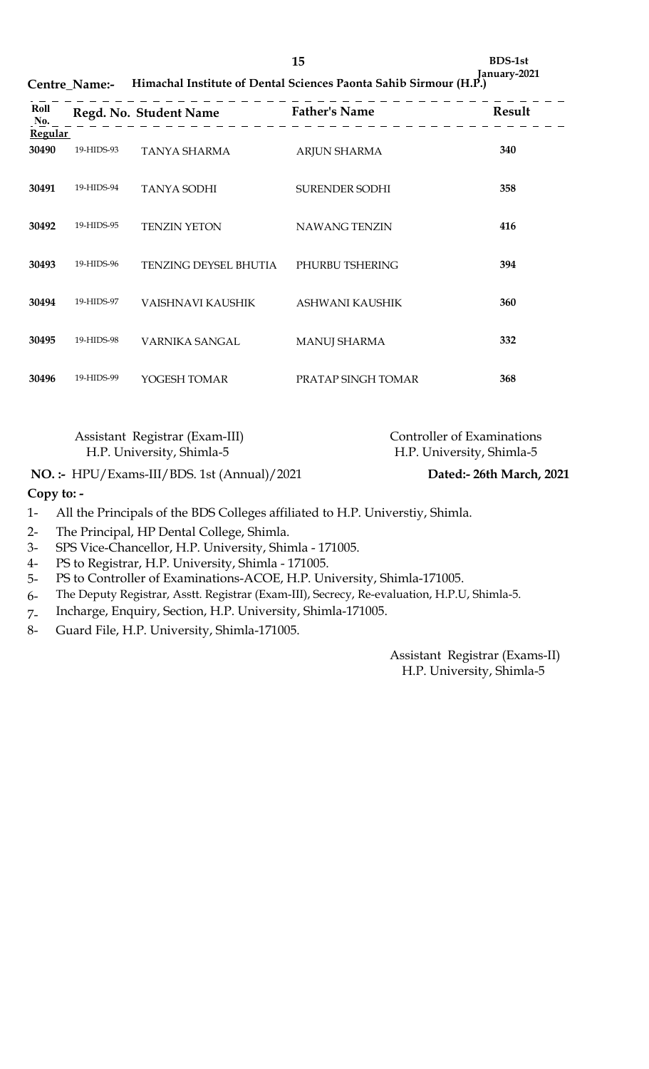BDS-1st January-2021

**Centre_Name:-** **Himachal Institute of Dental Sciences Paonta Sahib Sirmour (H.P.)**

| Roll No. | Regd. No. | Student Name | Father's Name | Result |
|---|---|---|---|---|
| **Regular** | | | | |
| **30490** | 19-HIDS-93 | TANYA SHARMA | ARJUN SHARMA | **340** |
| **30491** | 19-HIDS-94 | TANYA SODHI | SURENDER SODHI | **358** |
| **30492** | 19-HIDS-95 | TENZIN YETON | NAWANG TENZIN | **416** |
| **30493** | 19-HIDS-96 | TENZING DEYSEL BHUTIA | PHURBU TSHERING | **394** |
| **30494** | 19-HIDS-97 | VAISHNAVI KAUSHIK | ASHWANI KAUSHIK | **360** |
| **30495** | 19-HIDS-98 | VARNIKA SANGAL | MANUJ SHARMA | **332** |
| **30496** | 19-HIDS-99 | YOGESH TOMAR | PRATAP SINGH TOMAR | **368** |

Assistant Registrar (Exam-III)
H.P. University, Shimla-5

Controller of Examinations
H.P. University, Shimla-5

**NO. :-** HPU/Exams-III/BDS. 1st (Annual)/2021 **Dated:- 26th March, 2021**

**Copy to: -**

1- All the Principals of the BDS Colleges affiliated to H.P. Universtiy, Shimla.
2- The Principal, HP Dental College, Shimla.
3- SPS Vice-Chancellor, H.P. University, Shimla - 171005.
4- PS to Registrar, H.P. University, Shimla - 171005.
5- PS to Controller of Examinations-ACOE, H.P. University, Shimla-171005.
6- The Deputy Registrar, Asstt. Registrar (Exam-III), Secrecy, Re-evaluation, H.P.U, Shimla-5.
7- Incharge, Enquiry, Section, H.P. University, Shimla-171005.
8- Guard File, H.P. University, Shimla-171005.

Assistant Registrar (Exams-II)
H.P. University, Shimla-5